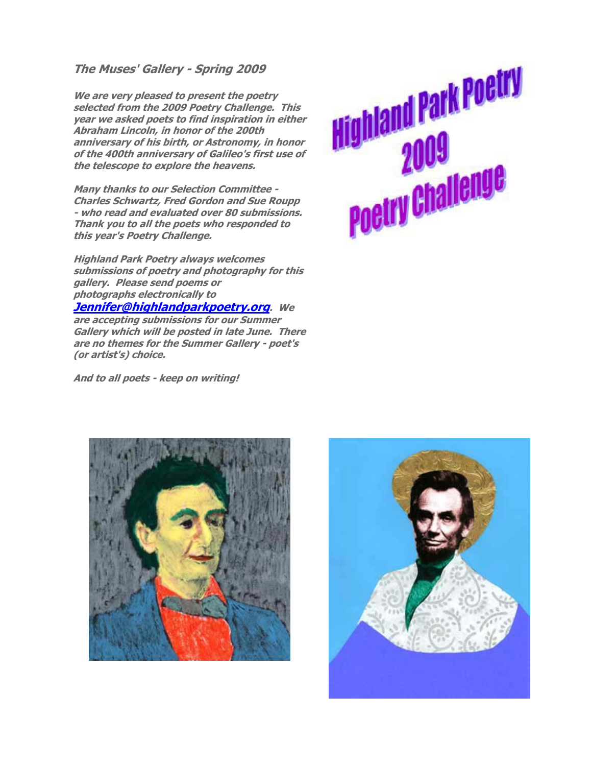## *The Muses' Gallery - Spring 2009*

**Highland Park Poetry 2009 Poetry Challenge**

***We are very pleased to present the poetry selected from the 2009 Poetry Challenge. This year we asked poets to find inspiration in either Abraham Lincoln, in honor of the 200th anniversary of his birth, or Astronomy, in honor of the 400th anniversary of Galileo's first use of the telescope to explore the heavens.***

***Many thanks to our Selection Committee - Charles Schwartz, Fred Gordon and Sue Roupp - who read and evaluated over 80 submissions. Thank you to all the poets who responded to this year's Poetry Challenge.***

***Highland Park Poetry always welcomes submissions of poetry and photography for this gallery. Please send poems or photographs electronically to [Jennifer@highlandparkpoetry.org](mailto:Jennifer@highlandparkpoetry.org). We are accepting submissions for our Summer Gallery which will be posted in late June. There are no themes for the Summer Gallery - poet's (or artist's) choice.***

***And to all poets - keep on writing!***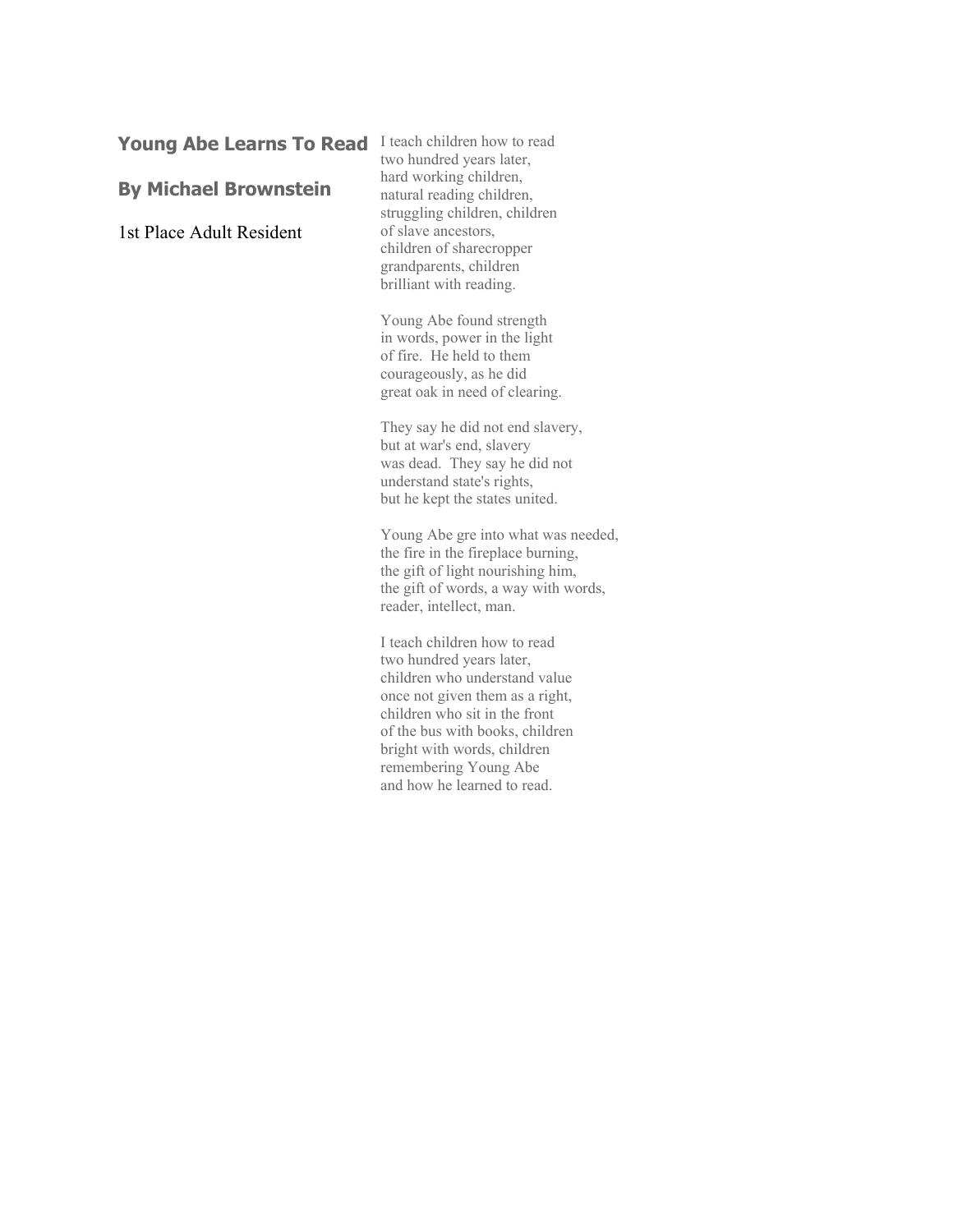## Young Abe Learns To Read

## By Michael Brownstein

1st Place Adult Resident

I teach children how to read  
two hundred years later,  
hard working children,  
natural reading children,  
struggling children, children  
of slave ancestors,  
children of sharecropper  
grandparents, children  
brilliant with reading.

Young Abe found strength  
in words, power in the light  
of fire.  He held to them  
courageously, as he did  
great oak in need of clearing.

They say he did not end slavery,  
but at war's end, slavery  
was dead.  They say he did not  
understand state's rights,  
but he kept the states united.

Young Abe gre into what was needed,  
the fire in the fireplace burning,  
the gift of light nourishing him,  
the gift of words, a way with words,  
reader, intellect, man.

I teach children how to read  
two hundred years later,  
children who understand value  
once not given them as a right,  
children who sit in the front  
of the bus with books, children  
bright with words, children  
remembering Young Abe  
and how he learned to read.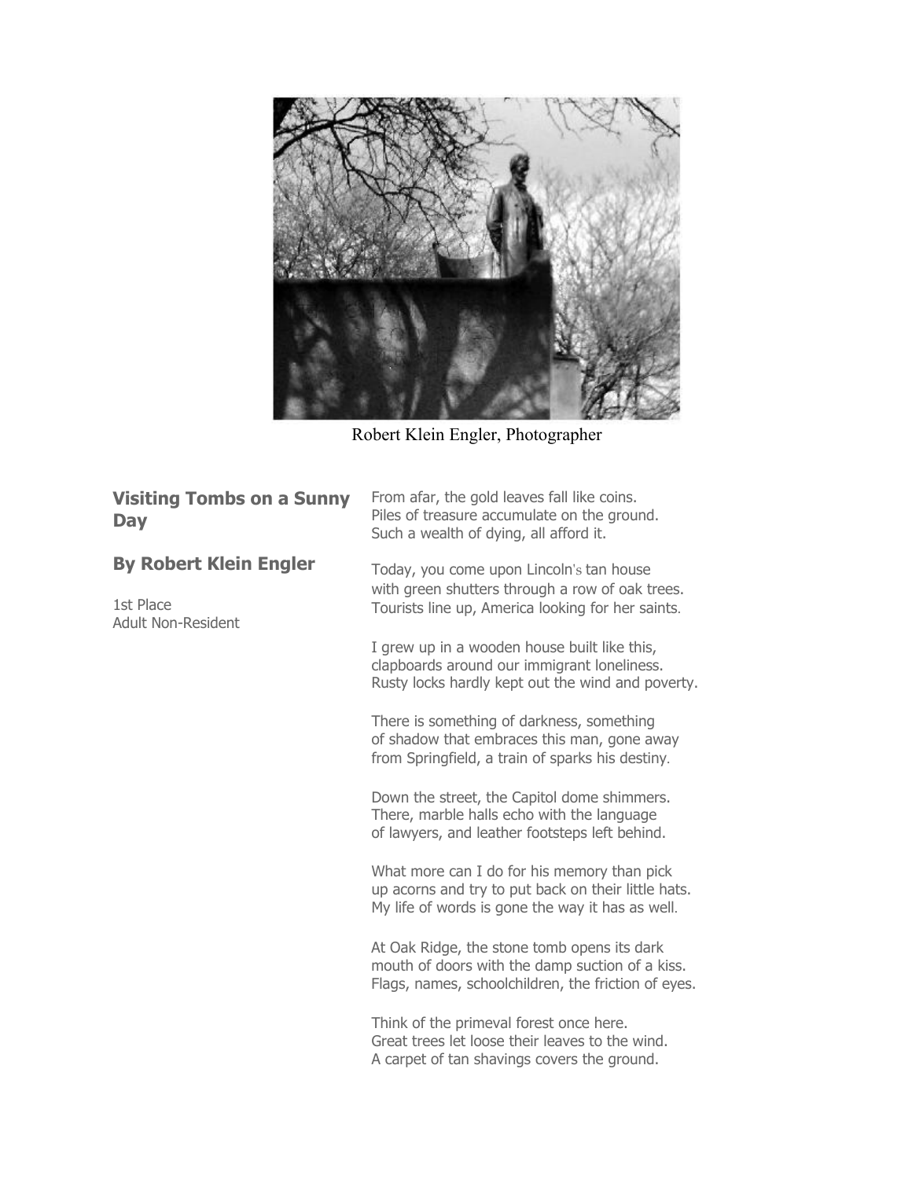Robert Klein Engler, Photographer

## Visiting Tombs on a Sunny Day

## By Robert Klein Engler

1st Place
Adult Non-Resident

From afar, the gold leaves fall like coins.
Piles of treasure accumulate on the ground.
Such a wealth of dying, all afford it.

Today, you come upon Lincoln's tan house
with green shutters through a row of oak trees.
Tourists line up, America looking for her saints.

I grew up in a wooden house built like this,
clapboards around our immigrant loneliness.
Rusty locks hardly kept out the wind and poverty.

There is something of darkness, something
of shadow that embraces this man, gone away
from Springfield, a train of sparks his destiny.

Down the street, the Capitol dome shimmers.
There, marble halls echo with the language
of lawyers, and leather footsteps left behind.

What more can I do for his memory than pick
up acorns and try to put back on their little hats.
My life of words is gone the way it has as well.

At Oak Ridge, the stone tomb opens its dark
mouth of doors with the damp suction of a kiss.
Flags, names, schoolchildren, the friction of eyes.

Think of the primeval forest once here.
Great trees let loose their leaves to the wind.
A carpet of tan shavings covers the ground.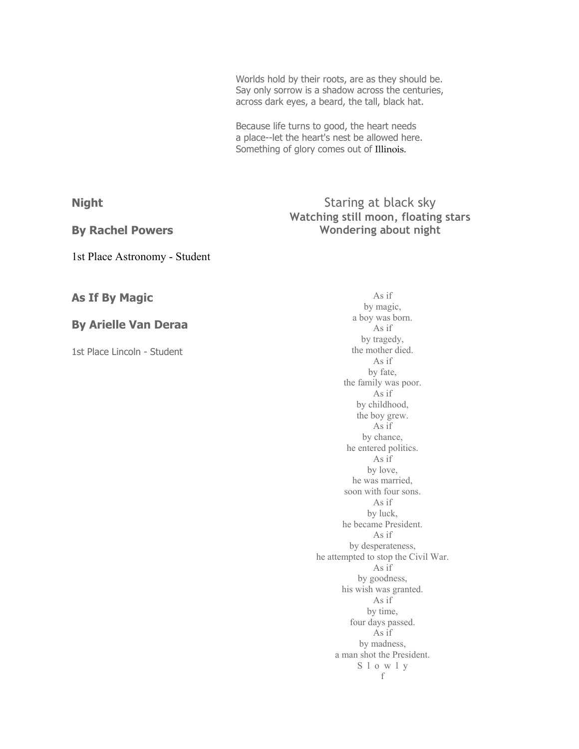Worlds hold by their roots, are as they should be.
Say only sorrow is a shadow across the centuries,
across dark eyes, a beard, the tall, black hat.

Because life turns to good, the heart needs
a place--let the heart's nest be allowed here.
Something of glory comes out of Illinois.

### Night

### By Rachel Powers

1st Place Astronomy - Student

Staring at black sy
**Watching still moon, floating stars**
**Wondering about night**

### As If By Magic

### By Arielle Van Deraa

1st Place Lincoln - Student

As if
by magic,
a boy was born.
As if
by tragedy,
the mother died.
As if
by fate,
the family was poor.
As if
by childhood,
the boy grew.
As if
by chance,
he entered politics.
As if
by love,
he was married,
soon with four sons.
As if
by luck,
he became President.
As if
by desperateness,
he attempted to stop the Civil War.
As if
by goodness,
his wish was granted.
As if
by time,
four days passed.
As if
by madness,
a man shot the President.
S l o w l y
f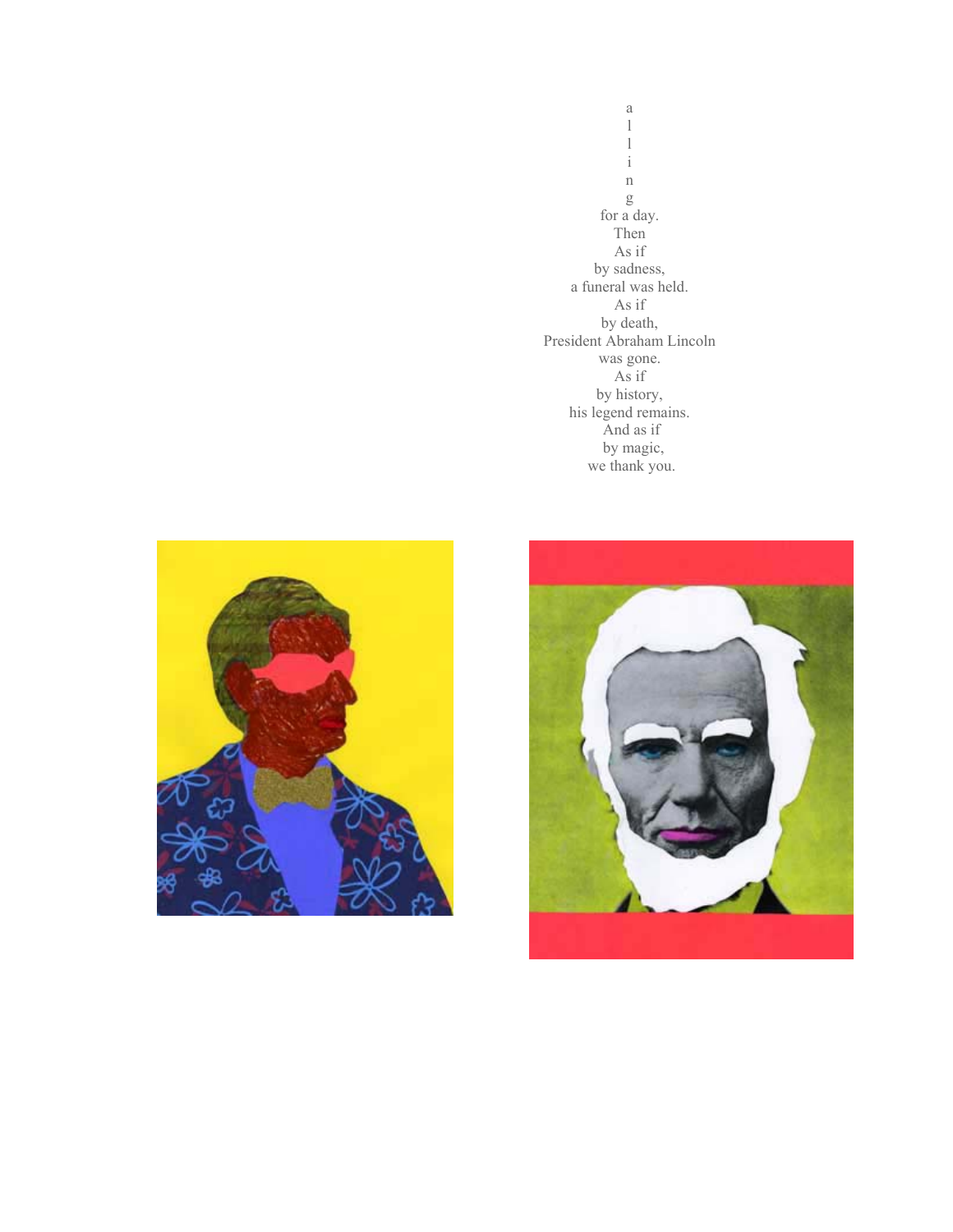a
l
l
i
n
g
for a day.
Then
As if
by sadness,
a funeral was held.
As if
by death,
President Abraham Lincoln
was gone.
As if
by history,
his legend remains.
And as if
by magic,
we thank you.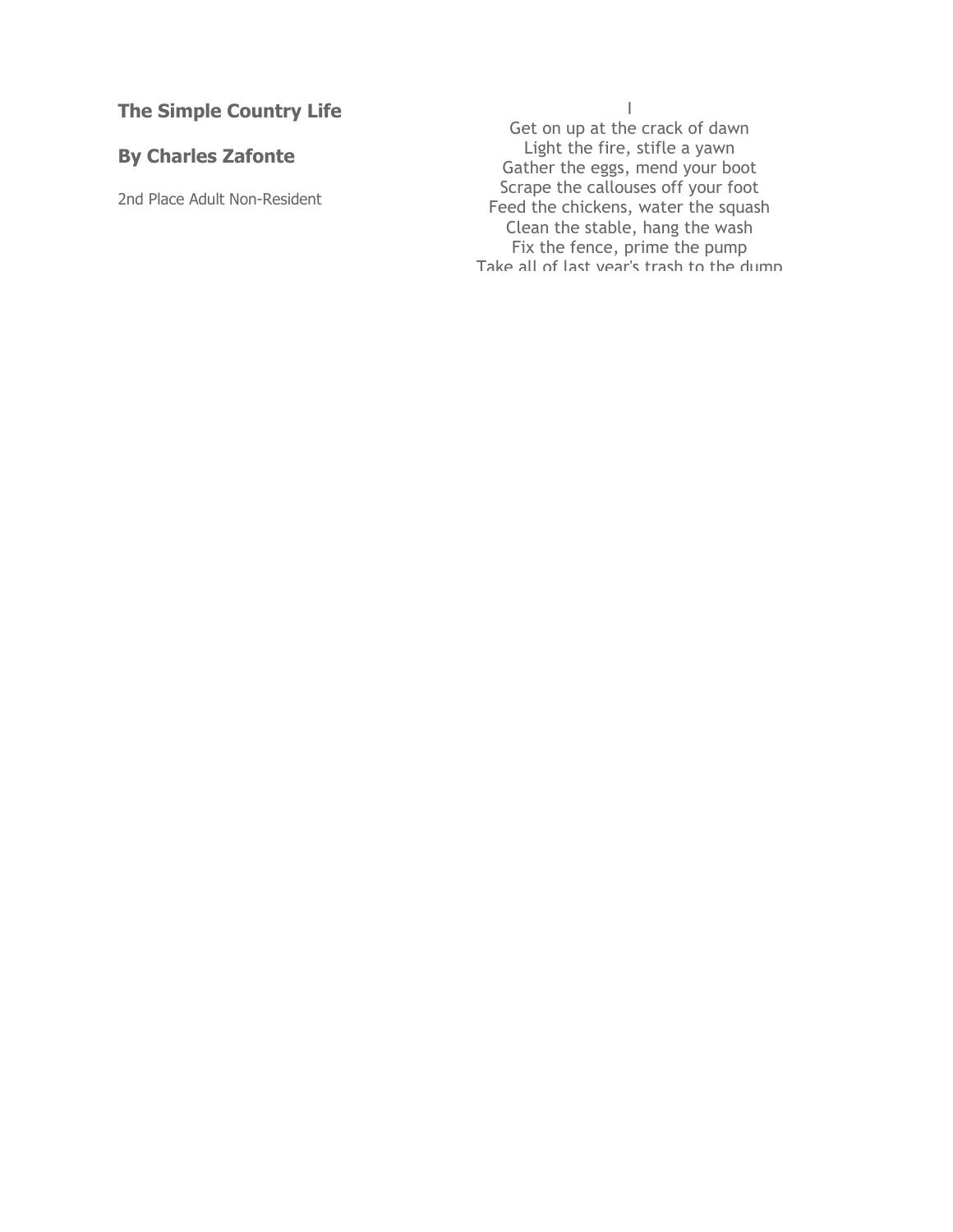## The Simple Country Life

## By Charles Zafonte

2nd Place Adult Non-Resident

I

Get on up at the crack of dawn
Light the fire, stifle a yawn
Gather the eggs, mend your boot
Scrape the callouses off your foot
Feed the chickens, water the squash
Clean the stable, hang the wash
Fix the fence, prime the pump
Take all of last year's trash to the dump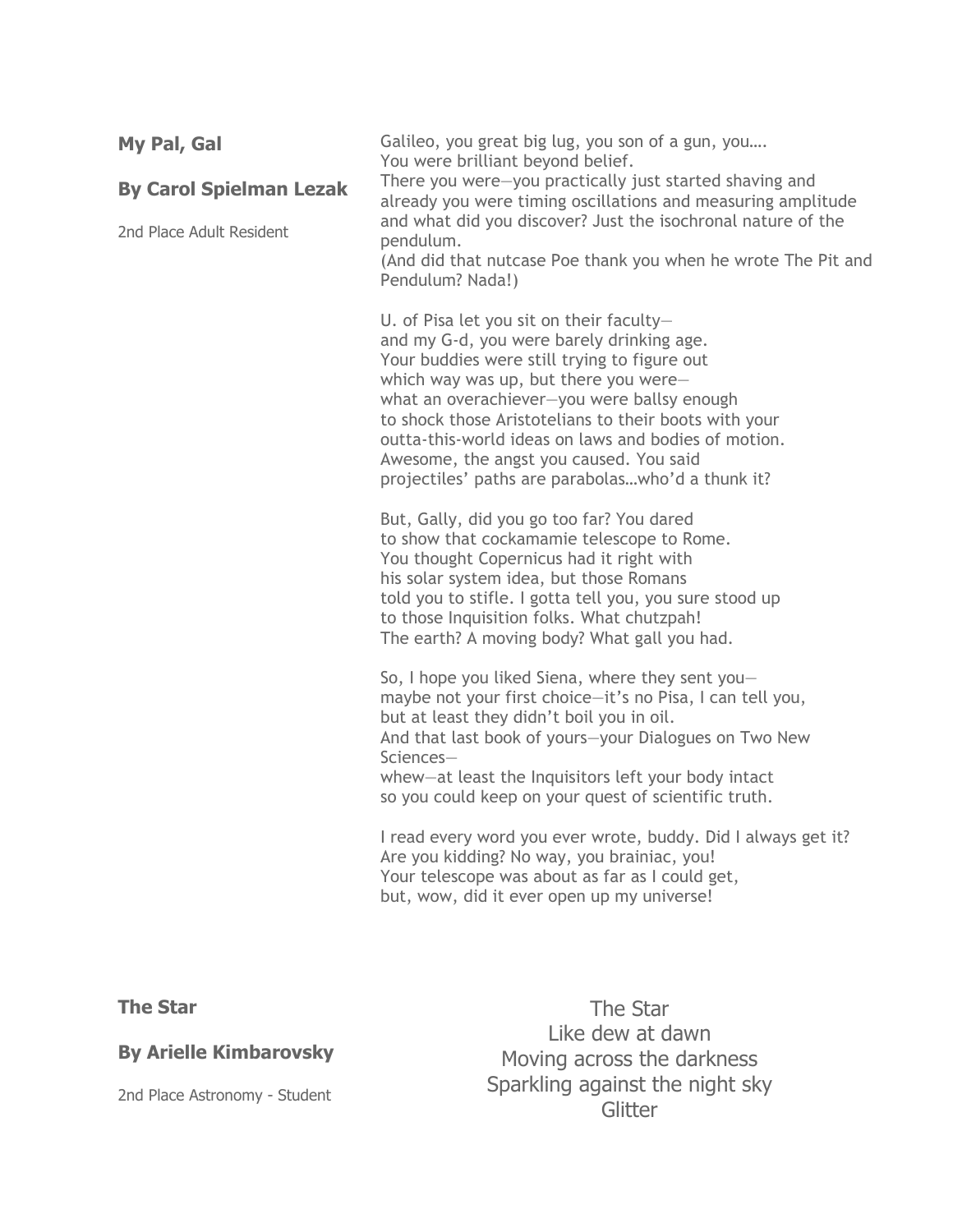## My Pal, Gal

**By Carol Spielman Lezak**

2nd Place Adult Resident

Galileo, you great big lug, you son of a gun, you….
You were brilliant beyond belief.
There you were—you practically just started shaving and
already you were timing oscillations and measuring amplitude
and what did you discover? Just the isochronal nature of the
pendulum.
(And did that nutcase Poe thank you when he wrote The Pit and
Pendulum? Nada!)

U. of Pisa let you sit on their faculty—
and my G-d, you were barely drinking age.
Your buddies were still trying to figure out
which way was up, but there you were—
what an overachiever—you were ballsy enough
to shock those Aristotelians to their boots with your
outta-this-world ideas on laws and bodies of motion.
Awesome, the angst you caused. You said
projectiles' paths are parabolas…who'd a thunk it?

But, Gally, did you go too far? You dared
to show that cockamamie telescope to Rome.
You thought Copernicus had it right with
his solar system idea, but those Romans
told you to stifle. I gotta tell you, you sure stood up
to those Inquisition folks. What chutzpah!
The earth? A moving body? What gall you had.

So, I hope you liked Siena, where they sent you—
maybe not your first choice—it's no Pisa, I can tell you,
but at least they didn't boil you in oil.
And that last book of yours—your Dialogues on Two New
Sciences—
whew—at least the Inquisitors left your body intact
so you could keep on your quest of scientific truth.

I read every word you ever wrote, buddy. Did I always get it?
Are you kidding? No way, you brainiac, you!
Your telescope was about as far as I could get,
but, wow, did it ever open up my universe!

## The Star

**By Arielle Kimbarovsky**

2nd Place Astronomy - Student

The Star
Like dew at dawn
Moving across the darkness
Sparkling against the night sky
Glitter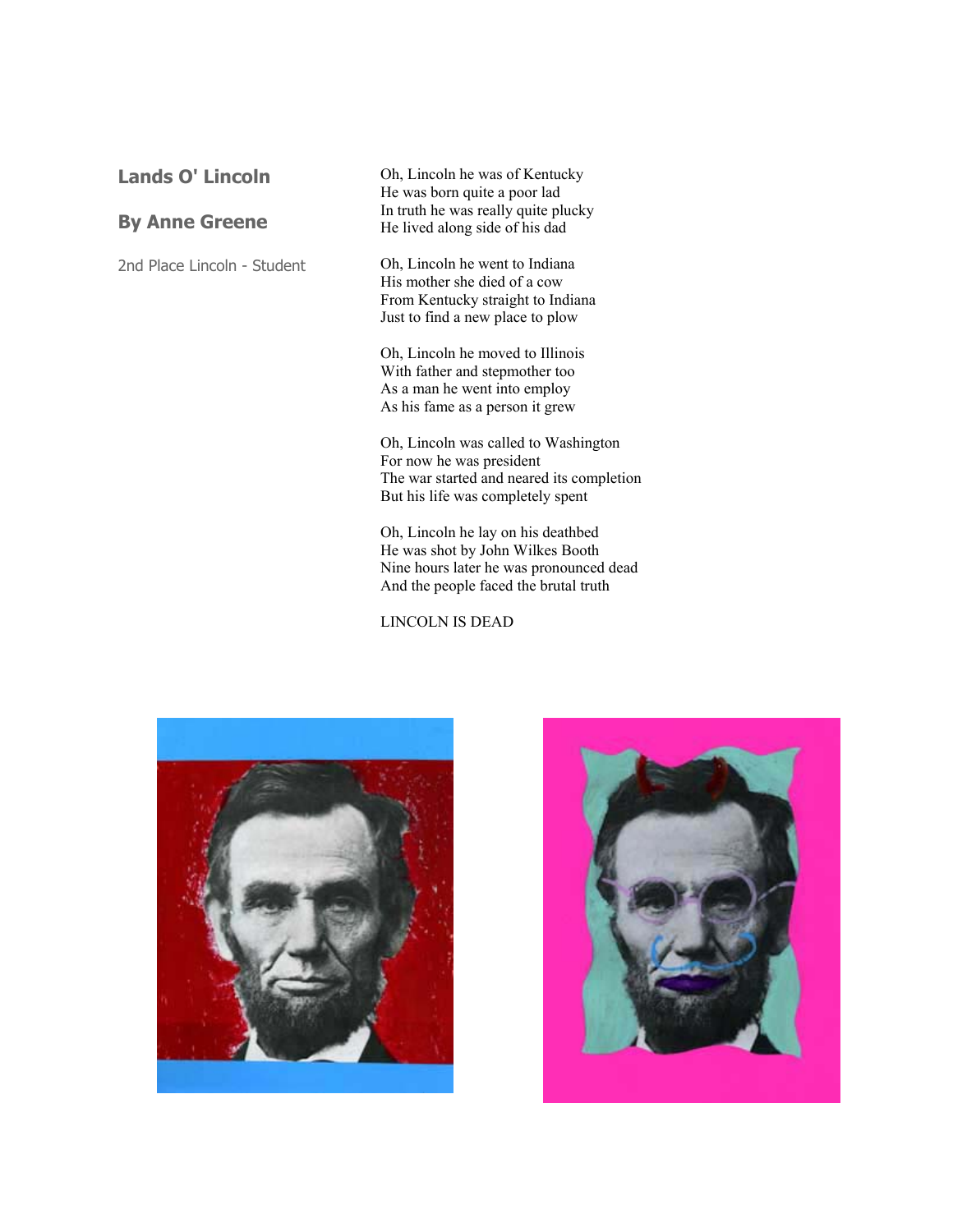## Lands O' Lincoln

### By Anne Greene

2nd Place Lincoln - Student

Oh, Lincoln he was of Kentucky
He was born quite a poor lad
In truth he was really quite plucky
He lived along side of his dad

Oh, Lincoln he went to Indiana
His mother she died of a cow
From Kentucky straight to Indiana
Just to find a new place to plow

Oh, Lincoln he moved to Illinois
With father and stepmother too
As a man he went into employ
As his fame as a person it grew

Oh, Lincoln was called to Washington
For now he was president
The war started and neared its completion
But his life was completely spent

Oh, Lincoln he lay on his deathbed
He was shot by John Wilkes Booth
Nine hours later he was pronounced dead
And the people faced the brutal truth

LINCOLN IS DEAD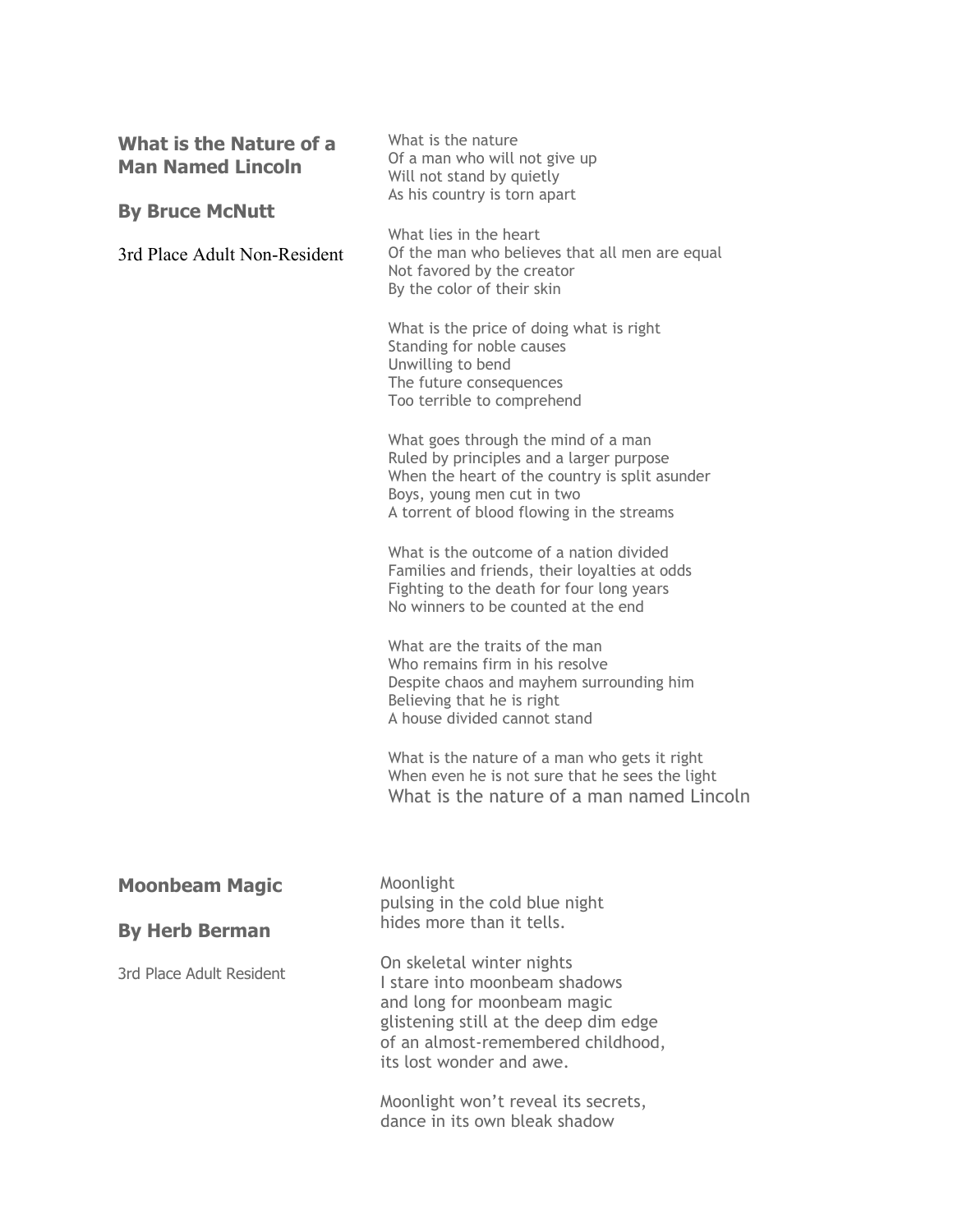## What is the Nature of a Man Named Lincoln

### By Bruce McNutt

3rd Place Adult Non-Resident

What is the nature
Of a man who will not give up
Will not stand by quietly
As his country is torn apart

What lies in the heart
Of the man who believes that all men are equal
Not favored by the creator
By the color of their skin

What is the price of doing what is right
Standing for noble causes
Unwilling to bend
The future consequences
Too terrible to comprehend

What goes through the mind of a man
Ruled by principles and a larger purpose
When the heart of the country is split asunder
Boys, young men cut in two
A torrent of blood flowing in the streams

What is the outcome of a nation divided
Families and friends, their loyalties at odds
Fighting to the death for four long years
No winners to be counted at the end

What are the traits of the man
Who remains firm in his resolve
Despite chaos and mayhem surrounding him
Believing that he is right
A house divided cannot stand

What is the nature of a man who gets it right
When even he is not sure that he sees the light
What is the nature of a man named Lincoln

## Moonbeam Magic

### By Herb Berman

3rd Place Adult Resident

Moonlight
pulsing in the cold blue night
hides more than it tells.

On skeletal winter nights
I stare into moonbeam shadows
and long for moonbeam magic
glistening still at the deep dim edge
of an almost-remembered childhood,
its lost wonder and awe.

Moonlight won't reveal its secrets,
dance in its own bleak shadow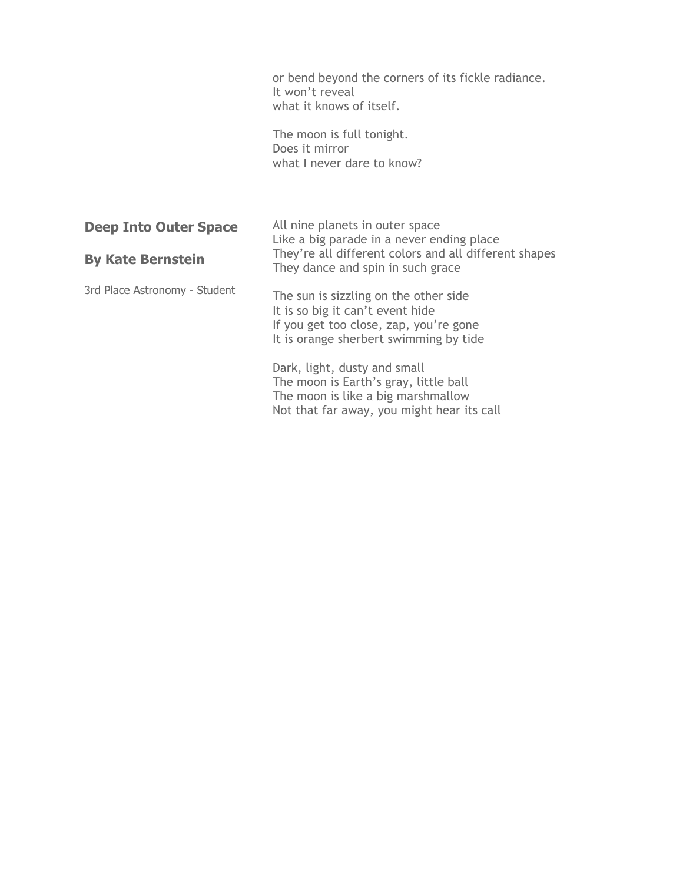or bend beyond the corners of its fickle radiance.
It won't reveal
what it knows of itself.

The moon is full tonight.
Does it mirror
what I never dare to know?

## Deep Into Outer Space

## By Kate Bernstein

3rd Place Astronomy - Student

All nine planets in outer space
Like a big parade in a never ending place
They're all different colors and all different shapes
They dance and spin in such grace

The sun is sizzling on the other side
It is so big it can't event hide
If you get too close, zap, you're gone
It is orange sherbert swimming by tide

Dark, light, dusty and small
The moon is Earth's gray, little ball
The moon is like a big marshmallow
Not that far away, you might hear its call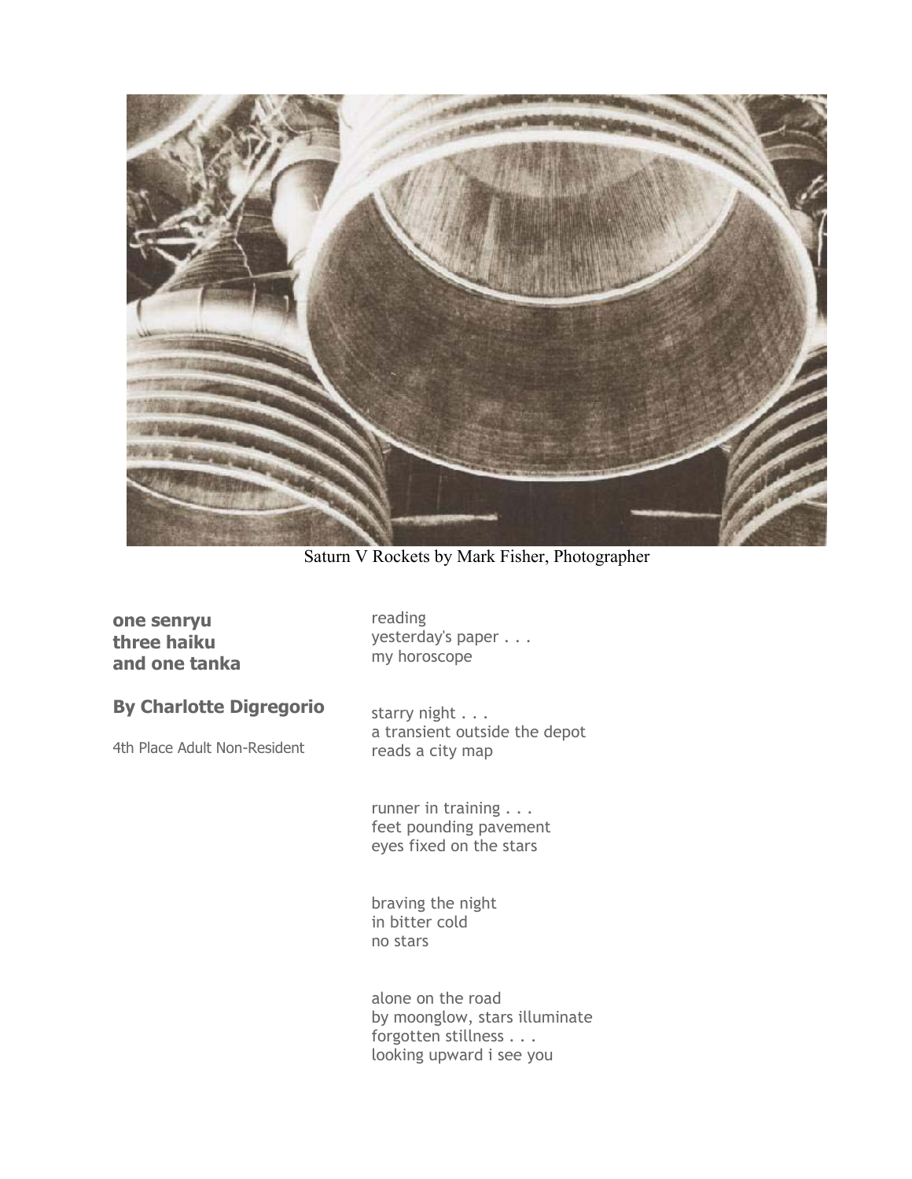Saturn V Rockets by Mark Fisher, Photographer

## one senryu three haiku and one tanka

### By Charlotte Digregorio

4th Place Adult Non-Resident

reading
yesterday's paper . . .
my horoscope

starry night . . .
a transient outside the depot
reads a city map

runner in training . . .
feet pounding pavement
eyes fixed on the stars

braving the night
in bitter cold
no stars

alone on the road
by moonglow, stars illuminate
forgotten stillness . . .
looking upward i see you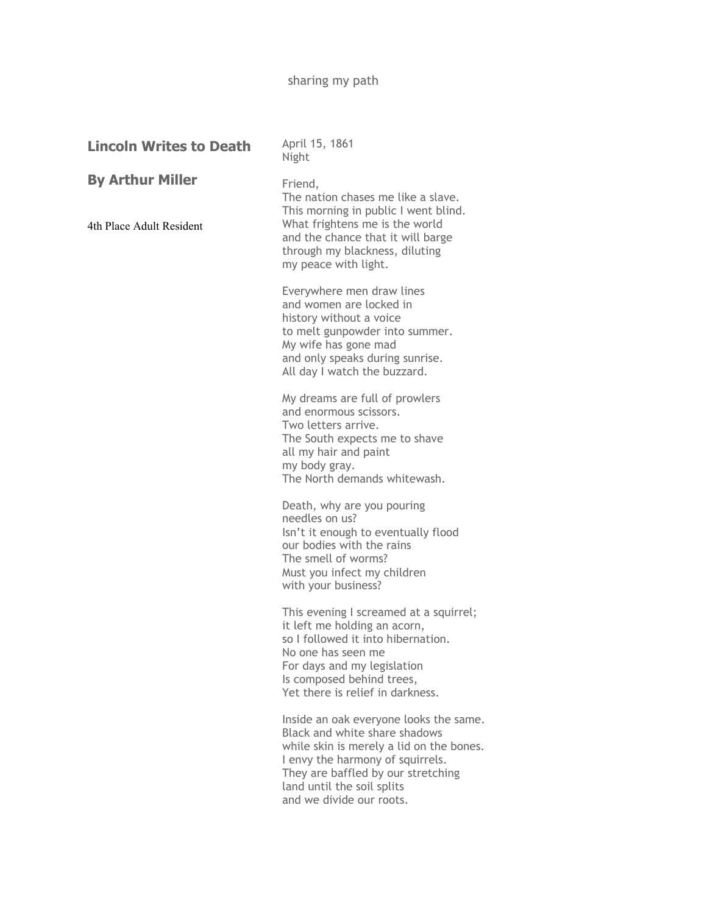## Lincoln Writes to Death

## By Arthur Miller

4th Place Adult Resident

April 15, 1861
Night

Friend,
The nation chases me like a slave.
This morning in public I went blind.
What frightens me is the world
and the chance that it will barge
through my blackness, diluting
my peace with light.

Everywhere men draw lines
and women are locked in
history without a voice
to melt gunpowder into summer.
My wife has gone mad
and only speaks during sunrise.
All day I watch the buzzard.

My dreams are full of prowlers
and enormous scissors.
Two letters arrive.
The South expects me to shave
all my hair and paint
my body gray.
The North demands whitewash.

Death, why are you pouring
needles on us?
Isn't it enough to eventually flood
our bodies with the rains
The smell of worms?
Must you infect my children
with your business?

This evening I screamed at a squirrel;
it left me holding an acorn,
so I followed it into hibernation.
No one has seen me
For days and my legislation
Is composed behind trees,
Yet there is relief in darkness.

Inside an oak everyone looks the same.
Black and white share shadows
while skin is merely a lid on the bones.
I envy the harmony of squirrels.
They are baffled by our stretching
land until the soil splits
and we divide our roots.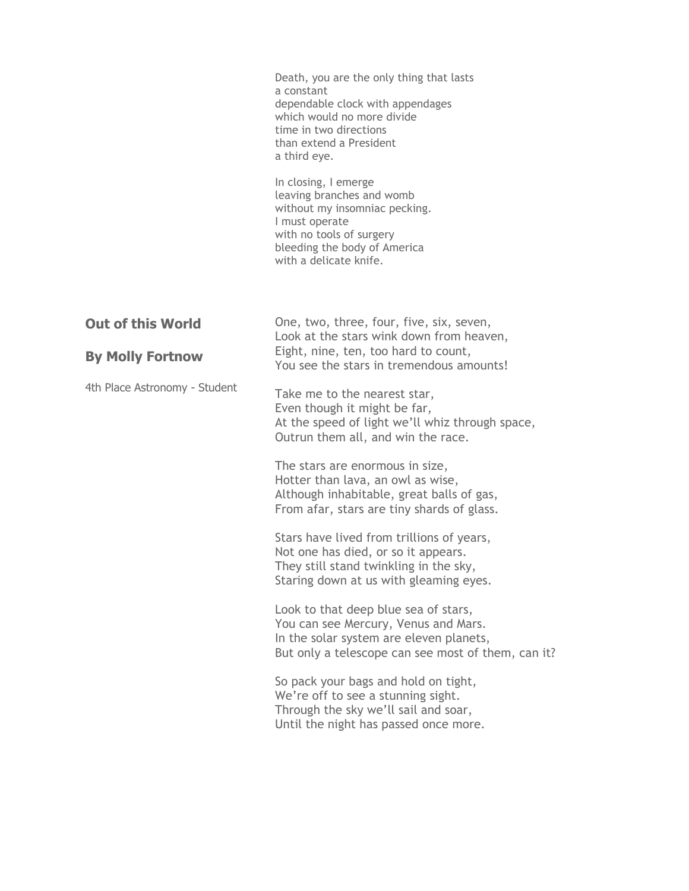Death, you are the only thing that lasts
a constant
dependable clock with appendages
which would no more divide
time in two directions
than extend a President
a third eye.

In closing, I emerge
leaving branches and womb
without my insomniac pecking.
I must operate
with no tools of surgery
bleeding the body of America
with a delicate knife.

## Out of this World

## By Molly Fortnow

4th Place Astronomy - Student

One, two, three, four, five, six, seven,
Look at the stars wink down from heaven,
Eight, nine, ten, too hard to count,
You see the stars in tremendous amounts!

Take me to the nearest star,
Even though it might be far,
At the speed of light we'll whiz through space,
Outrun them all, and win the race.

The stars are enormous in size,
Hotter than lava, an owl as wise,
Although inhabitable, great balls of gas,
From afar, stars are tiny shards of glass.

Stars have lived from trillions of years,
Not one has died, or so it appears.
They still stand twinkling in the sky,
Staring down at us with gleaming eyes.

Look to that deep blue sea of stars,
You can see Mercury, Venus and Mars.
In the solar system are eleven planets,
But only a telescope can see most of them, can it?

So pack your bags and hold on tight,
We're off to see a stunning sight.
Through the sky we'll sail and soar,
Until the night has passed once more.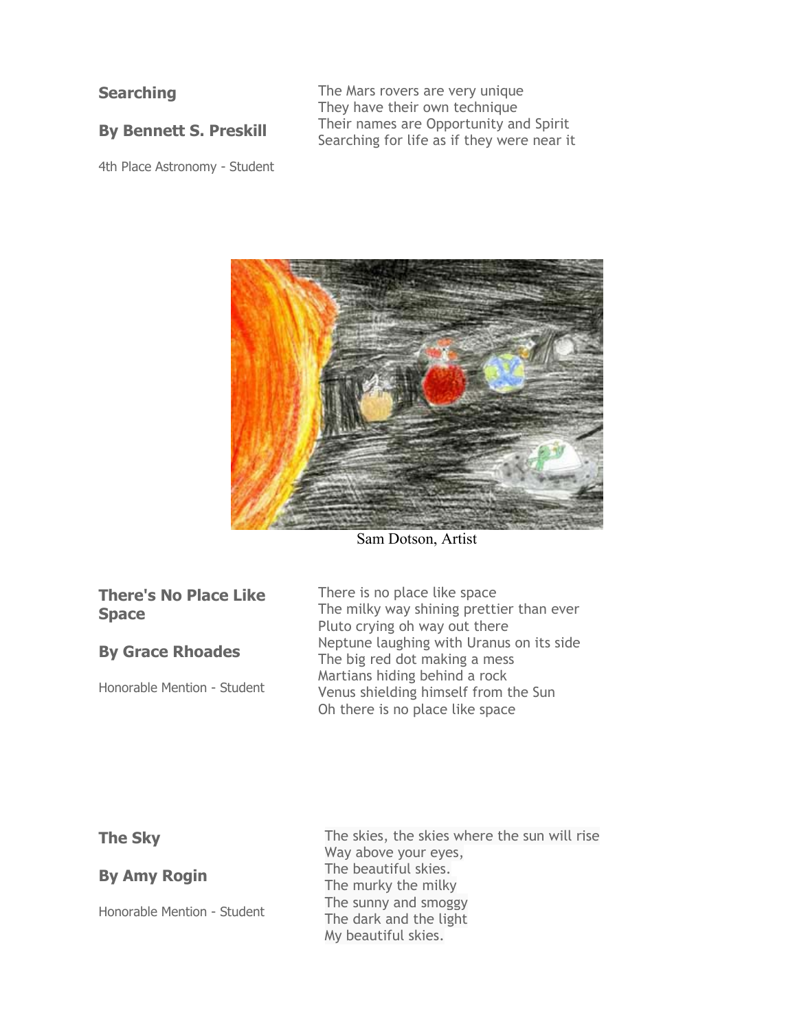## Searching

### By Bennett S. Preskill

4th Place Astronomy - Student

The Mars rovers are very unique
They have their own technique
Their names are Opportunity and Spirit
Searching for life as if they were near it

Sam Dotson, Artist

## There's No Place Like Space

### By Grace Rhoades

Honorable Mention - Student

There is no place like space
The milky way shining prettier than ever
Pluto crying oh way out there
Neptune laughing with Uranus on its side
The big red dot making a mess
Martians hiding behind a rock
Venus shielding himself from the Sun
Oh there is no place like space

## The Sky

### By Amy Rogin

Honorable Mention - Student

The skies, the skies where the sun will rise
Way above your eyes,
The beautiful skies.
The murky the milky
The sunny and smoggy
The dark and the light
My beautiful skies.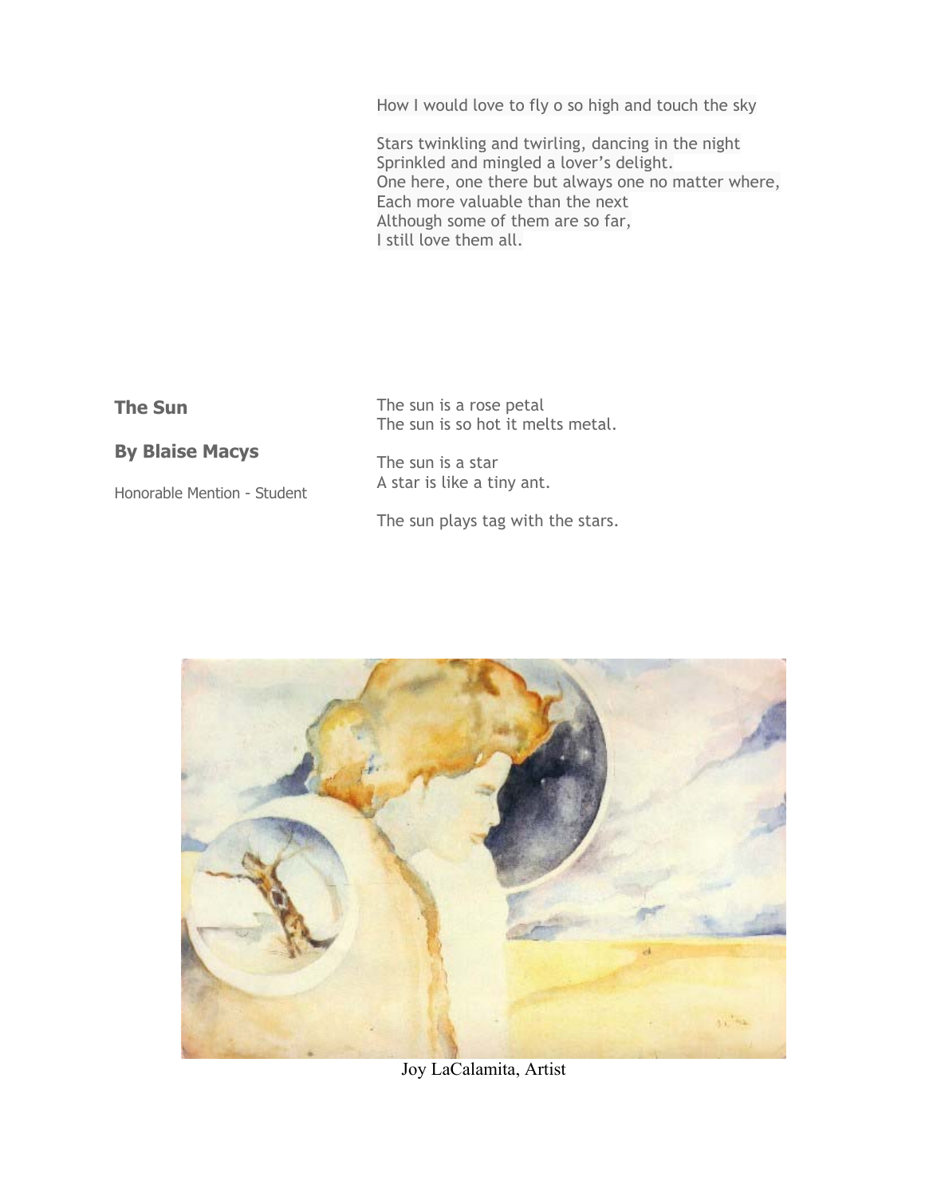How I would love to fly o so high and touch the sky

Stars twinkling and twirling, dancing in the night
Sprinkled and mingled a lover's delight.
One here, one there but always one no matter where,
Each more valuable than the next
Although some of them are so far,
I still love them all.

**The Sun**

**By Blaise Macys**

Honorable Mention - Student

The sun is a rose petal
The sun is so hot it melts metal.

The sun is a star
A star is like a tiny ant.

The sun plays tag with the stars.

Joy LaCalamita, Artist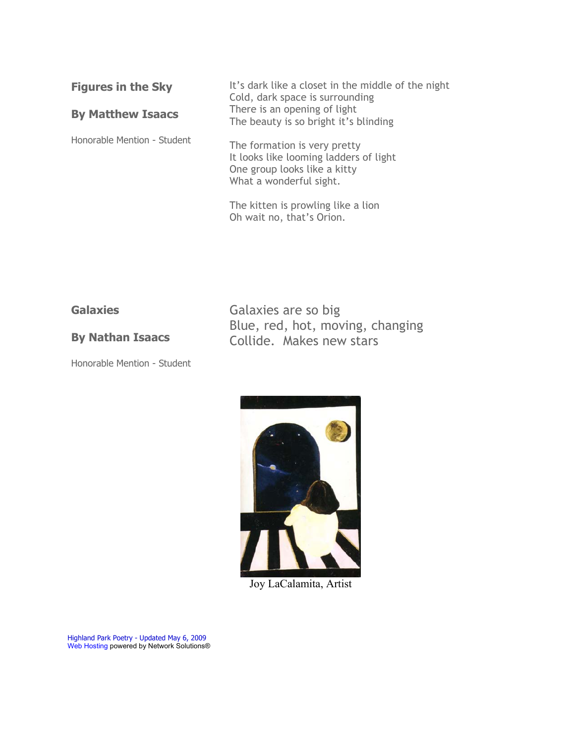## Figures in the Sky

### By Matthew Isaacs

Honorable Mention - Student

It's dark like a closet in the middle of the night
Cold, dark space is surrounding
There is an opening of light
The beauty is so bright it's blinding

The formation is very pretty
It looks like looming ladders of light
One group looks like a kitty
What a wonderful sight.

The kitten is prowling like a lion
Oh wait no, that's Orion.

## Galaxies

### By Nathan Isaacs

Honorable Mention - Student

Galaxies are so big
Blue, red, hot, moving, changing
Collide. Makes new stars

Joy LaCalamita, Artist

Highland Park Poetry - Updated May 6, 2009
Web Hosting powered by Network Solutions®